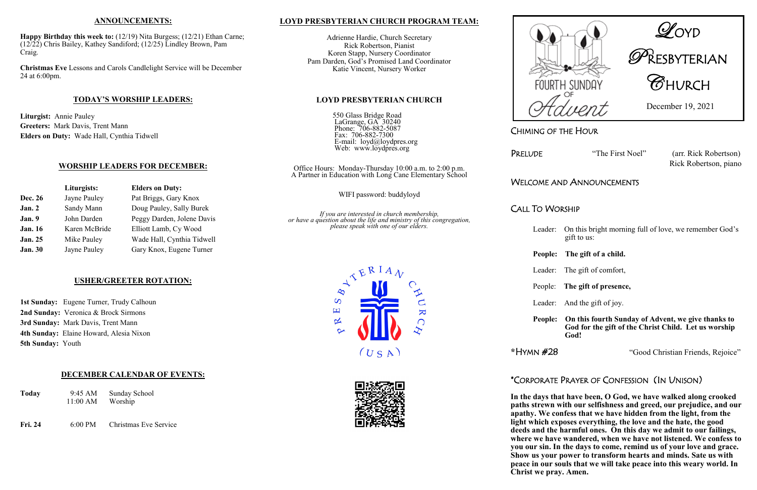## ANNOUNCEMENTS:

**Happy Birthday this week to:** (12/19) Nita Burgess; (12/21) Ethan Carne; (12/22) Chris Bailey, Kathey Sandiford; (12/25) Lindley Brown, Pam Craig.

**Christmas Eve** Lessons and Carols Candlelight Service will be December 24 at 6:00pm.

## TODAY'S WORSHIP LEADERS:

**Liturgist:** Annie Pauley
**Greeters:** Mark Davis, Trent Mann
**Elders on Duty:** Wade Hall, Cynthia Tidwell

## WORSHIP LEADERS FOR DECEMBER:

| | Liturgists: | Elders on Duty: |
|---|---|---|
| **Dec. 26** | Jayne Pauley | Pat Briggs, Gary Knox |
| **Jan. 2** | Sandy Mann | Doug Pauley, Sally Burek |
| **Jan. 9** | John Darden | Peggy Darden, Jolene Davis |
| **Jan. 16** | Karen McBride | Elliott Lamb, Cy Wood |
| **Jan. 25** | Mike Pauley | Wade Hall, Cynthia Tidwell |
| **Jan. 30** | Jayne Pauley | Gary Knox, Eugene Turner |

## USHER/GREETER ROTATION:

**1st Sunday:** Eugene Turner, Trudy Calhoun
**2nd Sunday:** Veronica & Brock Sirmons
**3rd Sunday:** Mark Davis, Trent Mann
**4th Sunday:** Elaine Howard, Alesia Nixon
**5th Sunday:** Youth

## DECEMBER CALENDAR OF EVENTS:

| | | |
|---|---|---|
| **Today** | 9:45 AM<br>11:00 AM | Sunday School<br>Worship |
| **Fri. 24** | 6:00 PM | Christmas Eve Service |

## LOYD PRESBYTERIAN CHURCH PROGRAM TEAM:

Adrienne Hardie, Church Secretary
Rick Robertson, Pianist
Koren Stapp, Nursery Coordinator
Pam Darden, God's Promised Land Coordinator
Katie Vincent, Nursery Worker

## LOYD PRESBYTERIAN CHURCH

550 Glass Bridge Road
LaGrange, GA 30240
Phone: 706-882-5087
Fax: 706-882-7300
E-mail: loyd@loydpres.org
Web: www.loydpres.org

Office Hours: Monday-Thursday 10:00 a.m. to 2:00 p.m.
A Partner in Education with Long Cane Elementary School

WIFI password: buddyloyd

*If you are interested in church membership, or have a question about the life and ministry of this congregation, please speak with one of our elders.*

Presbyterian Church (U S A)

FOURTH SUNDAY OF Advent

# Loyd Presbyterian Church

December 19, 2021

### Chiming of the Hour

### Prelude

"The First Noel" (arr. Rick Robertson)
Rick Robertson, piano

### Welcome and Announcements

### Call To Worship

Leader: On this bright morning full of love, we remember God's gift to us:

**People: The gift of a child.**

Leader: The gift of comfort,

People: **The gift of presence,**

Leader: And the gift of joy.

**People: On this fourth Sunday of Advent, we give thanks to God for the gift of the Christ Child. Let us worship God!**

### *Hymn #28

"Good Christian Friends, Rejoice"

### *Corporate Prayer of Confession (In Unison)

**In the days that have been, O God, we have walked along crooked paths strewn with our selfishness and greed, our prejudice, and our apathy. We confess that we have hidden from the light, from the light which exposes everything, the love and the hate, the good deeds and the harmful ones. On this day we admit to our failings, where we have wandered, when we have not listened. We confess to you our sin. In the days to come, remind us of your love and grace. Show us your power to transform hearts and minds. Sate us with peace in our souls that we will take peace into this weary world. In Christ we pray. Amen.**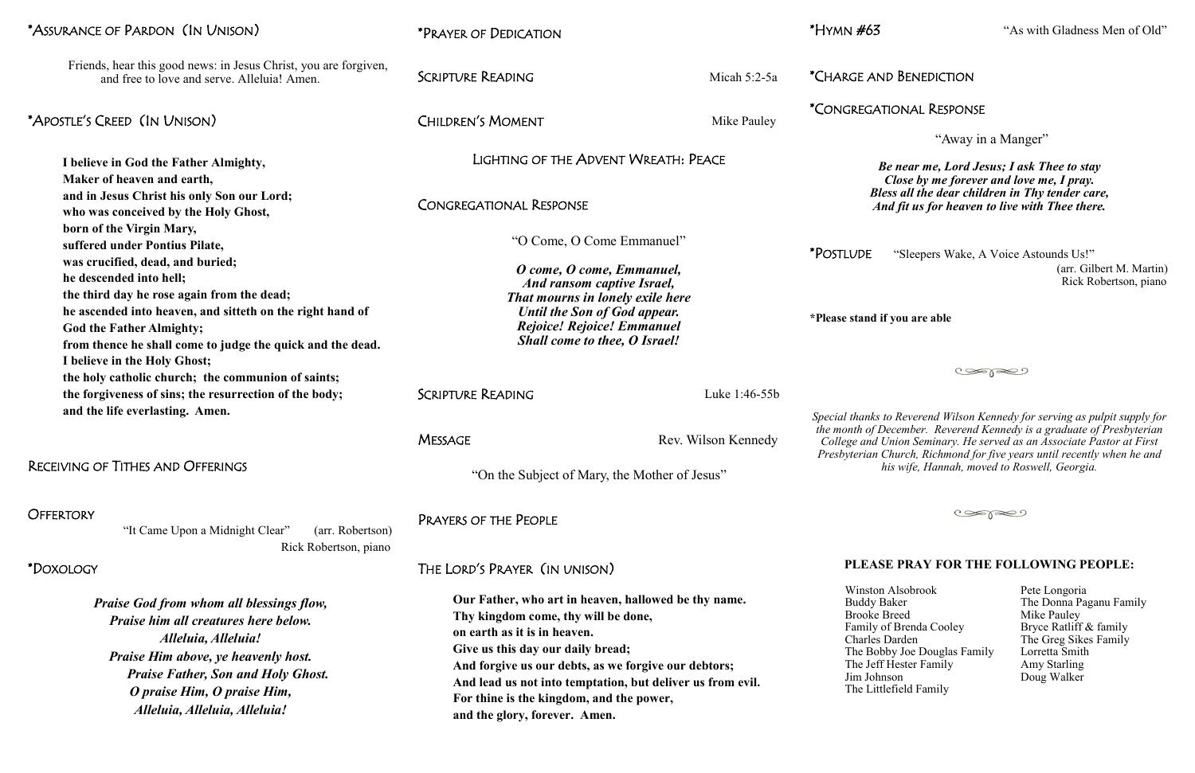## *Assurance of Pardon (In Unison)

Friends, hear this good news: in Jesus Christ, you are forgiven, and free to love and serve. Alleluia! Amen.

## *Apostle's Creed (In Unison)

**I believe in God the Father Almighty,**
**Maker of heaven and earth,**
**and in Jesus Christ his only Son our Lord;**
**who was conceived by the Holy Ghost,**
**born of the Virgin Mary,**
**suffered under Pontius Pilate,**
**was crucified, dead, and buried;**
**he descended into hell;**
**the third day he rose again from the dead;**
**he ascended into heaven, and sitteth on the right hand of God the Father Almighty;**
**from thence he shall come to judge the quick and the dead.**
**I believe in the Holy Ghost;**
**the holy catholic church; the communion of saints;**
**the forgiveness of sins; the resurrection of the body;**
**and the life everlasting. Amen.**

## Receiving of Tithes and Offerings

## Offertory

"It Came Upon a Midnight Clear" (arr. Robertson)
Rick Robertson, piano

## *Doxology

***Praise God from whom all blessings flow,***
***Praise him all creatures here below.***
***Alleluia, Alleluia!***
***Praise Him above, ye heavenly host.***
***Praise Father, Son and Holy Ghost.***
***O praise Him, O praise Him,***
***Alleluia, Alleluia, Alleluia!***

## *Prayer of Dedication

## Scripture Reading — Micah 5:2-5a

## Children's Moment — Mike Pauley

## Lighting of the Advent Wreath: Peace

## Congregational Response

"O Come, O Come Emmanuel"

***O come, O come, Emmanuel,***
***And ransom captive Israel,***
***That mourns in lonely exile here***
***Until the Son of God appear.***
***Rejoice! Rejoice! Emmanuel***
***Shall come to thee, O Israel!***

## Scripture Reading — Luke 1:46-55b

## Message — Rev. Wilson Kennedy

"On the Subject of Mary, the Mother of Jesus"

## Prayers of the People

## The Lord's Prayer (in unison)

**Our Father, who art in heaven, hallowed be thy name.**
**Thy kingdom come, thy will be done,**
**on earth as it is in heaven.**
**Give us this day our daily bread;**
**And forgive us our debts, as we forgive our debtors;**
**And lead us not into temptation, but deliver us from evil.**
**For thine is the kingdom, and the power,**
**and the glory, forever. Amen.**

## *Hymn #63 — "As with Gladness Men of Old"

## *Charge and Benediction

## *Congregational Response

"Away in a Manger"

***Be near me, Lord Jesus; I ask Thee to stay***
***Close by me forever and love me, I pray.***
***Bless all the dear children in Thy tender care,***
***And fit us for heaven to live with Thee there.***

## *Postlude — "Sleepers Wake, A Voice Astounds Us!"

(arr. Gilbert M. Martin)
Rick Robertson, piano

**\*Please stand if you are able**

*Special thanks to Reverend Wilson Kennedy for serving as pulpit supply for the month of December. Reverend Kennedy is a graduate of Presbyterian College and Union Seminary. He served as an Associate Pastor at First Presbyterian Church, Richmond for five years until recently when he and his wife, Hannah, moved to Roswell, Georgia.*

### PLEASE PRAY FOR THE FOLLOWING PEOPLE:

Winston Alsobrook
Buddy Baker
Brooke Breed
Family of Brenda Cooley
Charles Darden
The Bobby Joe Douglas Family
The Jeff Hester Family
Jim Johnson
The Littlefield Family
Pete Longoria
The Donna Paganu Family
Mike Pauley
Bryce Ratliff & family
The Greg Sikes Family
Lorretta Smith
Amy Starling
Doug Walker